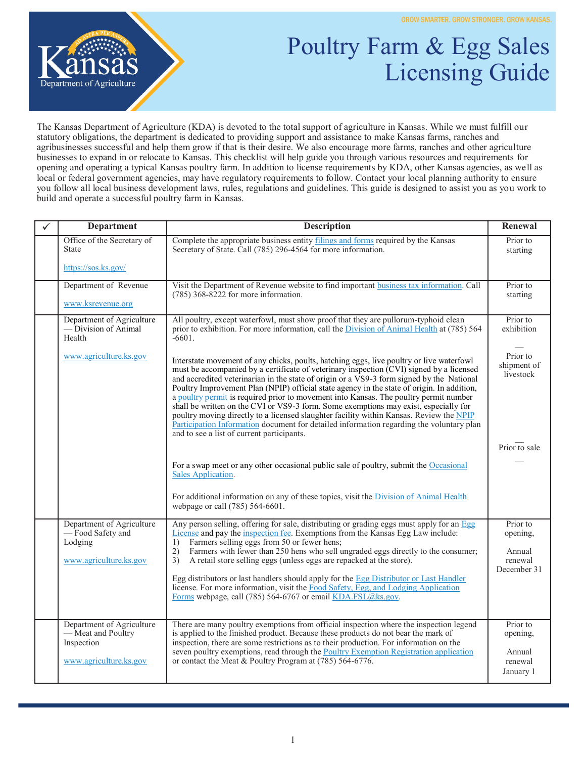GROW SMARTER. GROW STRONGER. GROW KANSAS.

Kansas Department of Agriculture

# Poultry Farm & Egg Sales Licensing Guide

The Kansas Department of Agriculture (KDA) is devoted to the total support of agriculture in Kansas. While we must fulfill our statutory obligations, the department is dedicated to providing support and assistance to make Kansas farms, ranches and agribusinesses successful and help them grow if that is their desire. We also encourage more farms, ranches and other agriculture businesses to expand in or relocate to Kansas. This checklist will help guide you through various resources and requirements for opening and operating a typical Kansas poultry farm. In addition to license requirements by KDA, other Kansas agencies, as well as local or federal government agencies, may have regulatory requirements to follow. Contact your local planning authority to ensure you follow all local business development laws, rules, regulations and guidelines. This guide is designed to assist you as you work to build and operate a successful poultry farm in Kansas.

| ✓ | Department | Description | Renewal |
|---|---|---|---|
| | Office of the Secretary of State<br><br>https://sos.ks.gov/ | Complete the appropriate business entity filings and forms required by the Kansas Secretary of State. Call (785) 296-4564 for more information. | Prior to starting |
| | Department of Revenue<br><br>www.ksrevenue.org | Visit the Department of Revenue website to find important business tax information. Call (785) 368-8222 for more information. | Prior to starting |
| | Department of Agriculture — Division of Animal Health<br><br>www.agriculture.ks.gov | All poultry, except waterfowl, must show proof that they are pullorum-typhoid clean prior to exhibition. For more information, call the Division of Animal Health at (785) 564 -6601.<br><br>Interstate movement of any chicks, poults, hatching eggs, live poultry or live waterfowl must be accompanied by a certificate of veterinary inspection (CVI) signed by a licensed and accredited veterinarian in the state of origin or a VS9-3 form signed by the National Poultry Improvement Plan (NPIP) official state agency in the state of origin. In addition, a poultry permit is required prior to movement into Kansas. The poultry permit number shall be written on the CVI or VS9-3 form. Some exemptions may exist, especially for poultry moving directly to a licensed slaughter facility within Kansas. Review the NPIP Participation Information document for detailed information regarding the voluntary plan and to see a list of current participants.<br><br>For a swap meet or any other occasional public sale of poultry, submit the Occasional Sales Application.<br><br>For additional information on any of these topics, visit the Division of Animal Health webpage or call (785) 564-6601. | Prior to exhibition<br>—<br>Prior to shipment of livestock<br>—<br>Prior to sale<br>— |
| | Department of Agriculture — Food Safety and Lodging<br><br>www.agriculture.ks.gov | Any person selling, offering for sale, distributing or grading eggs must apply for an Egg License and pay the inspection fee. Exemptions from the Kansas Egg Law include:<br>1) Farmers selling eggs from 50 or fewer hens;<br>2) Farmers with fewer than 250 hens who sell ungraded eggs directly to the consumer;<br>3) A retail store selling eggs (unless eggs are repacked at the store).<br><br>Egg distributors or last handlers should apply for the Egg Distributor or Last Handler license. For more information, visit the Food Safety, Egg, and Lodging Application Forms webpage, call (785) 564-6767 or email KDA.FSL@ks.gov. | Prior to opening,<br><br>Annual renewal December 31 |
| | Department of Agriculture — Meat and Poultry Inspection<br><br>www.agriculture.ks.gov | There are many poultry exemptions from official inspection where the inspection legend is applied to the finished product. Because these products do not bear the mark of inspection, there are some restrictions as to their production. For information on the seven poultry exemptions, read through the Poultry Exemption Registration application or contact the Meat & Poultry Program at (785) 564-6776. | Prior to opening,<br><br>Annual renewal January 1 |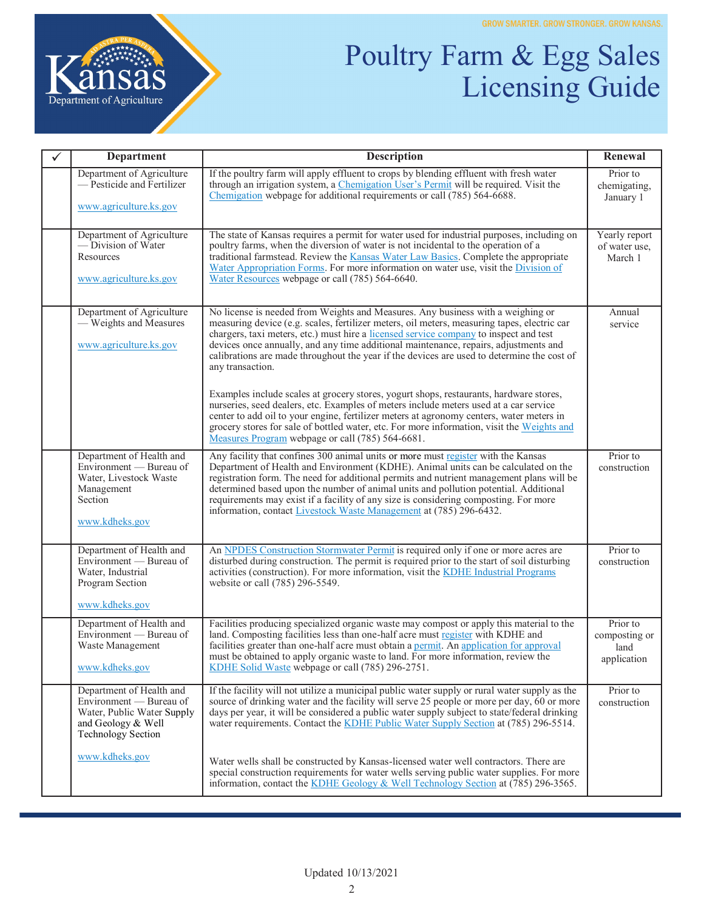# Poultry Farm & Egg Sales Licensing Guide

| ✓ | Department | Description | Renewal |
|---|---|---|---|
| | Department of Agriculture — Pesticide and Fertilizer<br><br>www.agriculture.ks.gov | If the poultry farm will apply effluent to crops by blending effluent with fresh water through an irrigation system, a Chemigation User's Permit will be required. Visit the Chemigation webpage for additional requirements or call (785) 564-6688. | Prior to chemigating, January 1 |
| | Department of Agriculture — Division of Water Resources<br><br>www.agriculture.ks.gov | The state of Kansas requires a permit for water used for industrial purposes, including on poultry farms, when the diversion of water is not incidental to the operation of a traditional farmstead. Review the Kansas Water Law Basics. Complete the appropriate Water Appropriation Forms. For more information on water use, visit the Division of Water Resources webpage or call (785) 564-6640. | Yearly report of water use, March 1 |
| | Department of Agriculture — Weights and Measures<br><br>www.agriculture.ks.gov | No license is needed from Weights and Measures. Any business with a weighing or measuring device (e.g. scales, fertilizer meters, oil meters, measuring tapes, electric car chargers, taxi meters, etc.) must hire a licensed service company to inspect and test devices once annually, and any time additional maintenance, repairs, adjustments and calibrations are made throughout the year if the devices are used to determine the cost of any transaction.<br><br>Examples include scales at grocery stores, yogurt shops, restaurants, hardware stores, nurseries, seed dealers, etc. Examples of meters include meters used at a car service center to add oil to your engine, fertilizer meters at agronomy centers, water meters in grocery stores for sale of bottled water, etc. For more information, visit the Weights and Measures Program webpage or call (785) 564-6681. | Annual service |
| | Department of Health and Environment — Bureau of Water, Livestock Waste Management Section<br><br>www.kdheks.gov | Any facility that confines 300 animal units or more must register with the Kansas Department of Health and Environment (KDHE). Animal units can be calculated on the registration form. The need for additional permits and nutrient management plans will be determined based upon the number of animal units and pollution potential. Additional requirements may exist if a facility of any size is considering composting. For more information, contact Livestock Waste Management at (785) 296-6432. | Prior to construction |
| | Department of Health and Environment — Bureau of Water, Industrial Program Section<br><br>www.kdheks.gov | An NPDES Construction Stormwater Permit is required only if one or more acres are disturbed during construction. The permit is required prior to the start of soil disturbing activities (construction). For more information, visit the KDHE Industrial Programs website or call (785) 296-5549. | Prior to construction |
| | Department of Health and Environment — Bureau of Waste Management<br><br>www.kdheks.gov | Facilities producing specialized organic waste may compost or apply this material to the land. Composting facilities less than one-half acre must register with KDHE and facilities greater than one-half acre must obtain a permit. An application for approval must be obtained to apply organic waste to land. For more information, review the KDHE Solid Waste webpage or call (785) 296-2751. | Prior to composting or land application |
| | Department of Health and Environment — Bureau of Water, Public Water Supply and Geology & Well Technology Section<br><br>www.kdheks.gov | If the facility will not utilize a municipal public water supply or rural water supply as the source of drinking water and the facility will serve 25 people or more per day, 60 or more days per year, it will be considered a public water supply subject to state/federal drinking water requirements. Contact the KDHE Public Water Supply Section at (785) 296-5514.<br><br>Water wells shall be constructed by Kansas-licensed water well contractors. There are special construction requirements for water wells serving public water supplies. For more information, contact the KDHE Geology & Well Technology Section at (785) 296-3565. | Prior to construction |

Updated 10/13/2021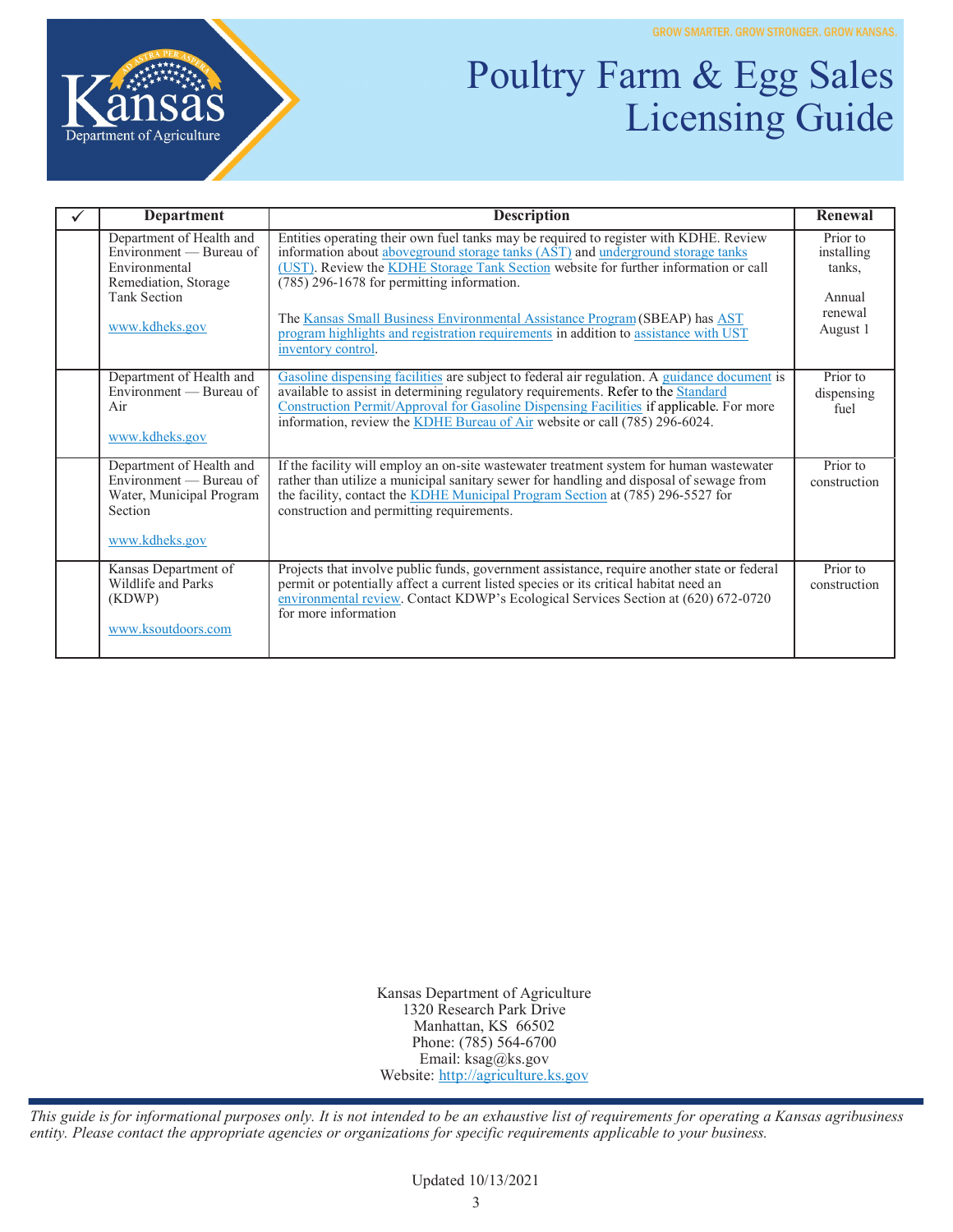GROW SMARTER. GROW STRONGER. GROW KANSAS.

# Poultry Farm & Egg Sales Licensing Guide

| ✓ | Department | Description | Renewal |
|---|---|---|---|
| | Department of Health and Environment — Bureau of Environmental Remediation, Storage Tank Section<br><br>www.kdheks.gov | Entities operating their own fuel tanks may be required to register with KDHE. Review information about aboveground storage tanks (AST) and underground storage tanks (UST). Review the KDHE Storage Tank Section website for further information or call (785) 296-1678 for permitting information.<br><br>The Kansas Small Business Environmental Assistance Program (SBEAP) has AST program highlights and registration requirements in addition to assistance with UST inventory control. | Prior to installing tanks,<br><br>Annual renewal August 1 |
| | Department of Health and Environment — Bureau of Air<br><br>www.kdheks.gov | Gasoline dispensing facilities are subject to federal air regulation. A guidance document is available to assist in determining regulatory requirements. Refer to the Standard Construction Permit/Approval for Gasoline Dispensing Facilities if applicable. For more information, review the KDHE Bureau of Air website or call (785) 296-6024. | Prior to dispensing fuel |
| | Department of Health and Environment — Bureau of Water, Municipal Program Section<br><br>www.kdheks.gov | If the facility will employ an on-site wastewater treatment system for human wastewater rather than utilize a municipal sanitary sewer for handling and disposal of sewage from the facility, contact the KDHE Municipal Program Section at (785) 296-5527 for construction and permitting requirements. | Prior to construction |
| | Kansas Department of Wildlife and Parks (KDWP)<br><br>www.ksoutdoors.com | Projects that involve public funds, government assistance, require another state or federal permit or potentially affect a current listed species or its critical habitat need an environmental review. Contact KDWP's Ecological Services Section at (620) 672-0720 for more information | Prior to construction |

Kansas Department of Agriculture
1320 Research Park Drive
Manhattan, KS 66502
Phone: (785) 564-6700
Email: ksag@ks.gov
Website: http://agriculture.ks.gov

*This guide is for informational purposes only. It is not intended to be an exhaustive list of requirements for operating a Kansas agribusiness entity. Please contact the appropriate agencies or organizations for specific requirements applicable to your business.*

Updated 10/13/2021